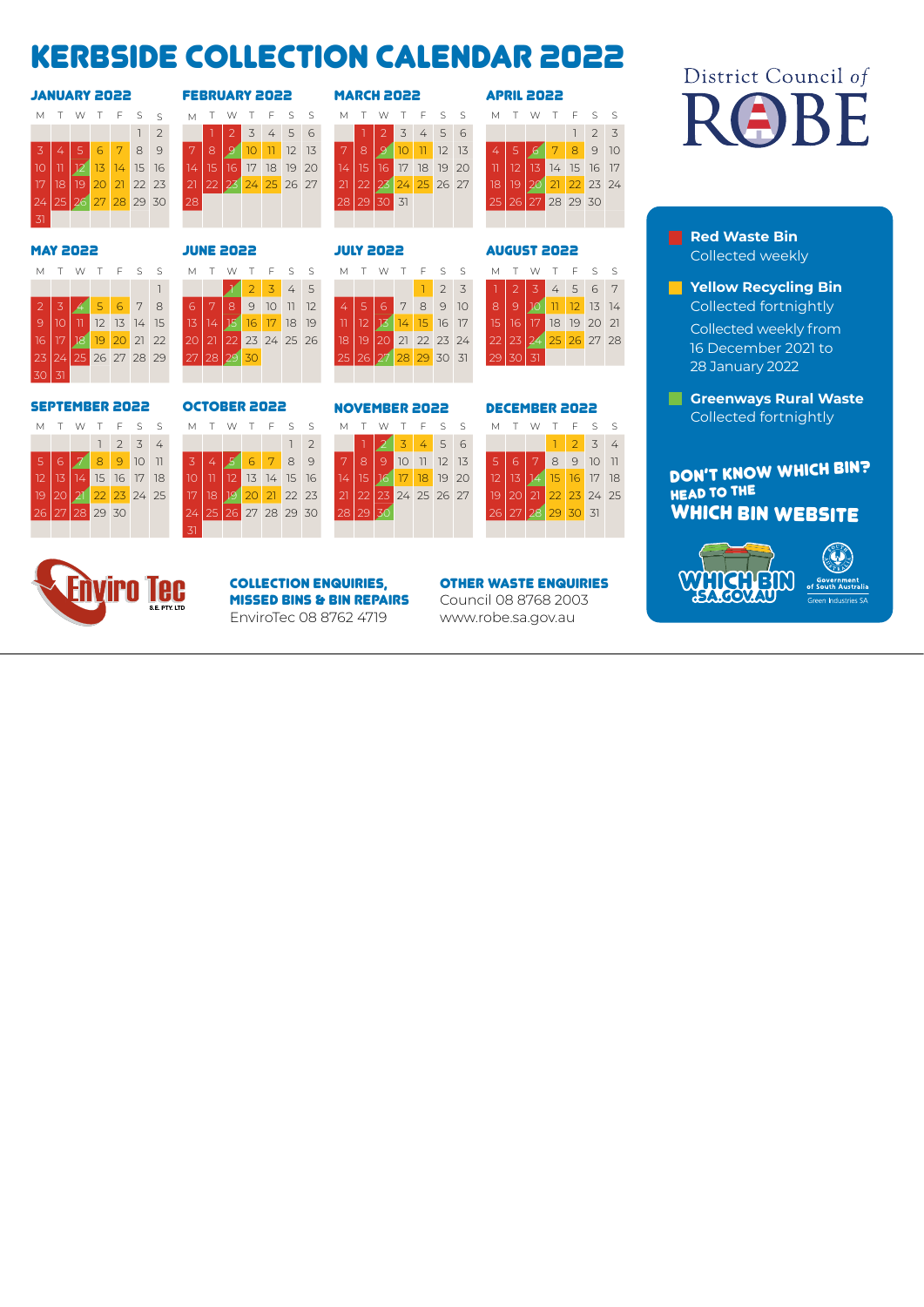# KERBSIDE COLLECTION CALENDAR 2022

District Council of ROBE

## JANUARY 2022

| M | T | W | T | F | S | S |
|---|---|---|---|---|---|---|
| | | | | | 1 | 2 |
| 3 | 4 | 5 | 6 | 7 | 8 | 9 |
| 10 | 11 | 12 | 13 | 14 | 15 | 16 |
| 17 | 18 | 19 | 20 | 21 | 22 | 23 |
| 24 | 25 | 26 | 27 | 28 | 29 | 30 |
| 31 | | | | | | |

## FEBRUARY 2022

| M | T | W | T | F | S | S |
|---|---|---|---|---|---|---|
| | 1 | 2 | 3 | 4 | 5 | 6 |
| 7 | 8 | 9 | 10 | 11 | 12 | 13 |
| 14 | 15 | 16 | 17 | 18 | 19 | 20 |
| 21 | 22 | 23 | 24 | 25 | 26 | 27 |
| 28 | | | | | | |

## MARCH 2022

| M | T | W | T | F | S | S |
|---|---|---|---|---|---|---|
| | 1 | 2 | 3 | 4 | 5 | 6 |
| 7 | 8 | 9 | 10 | 11 | 12 | 13 |
| 14 | 15 | 16 | 17 | 18 | 19 | 20 |
| 21 | 22 | 23 | 24 | 25 | 26 | 27 |
| 28 | 29 | 30 | 31 | | | |

## APRIL 2022

| M | T | W | T | F | S | S |
|---|---|---|---|---|---|---|
| | | | | 1 | 2 | 3 |
| 4 | 5 | 6 | 7 | 8 | 9 | 10 |
| 11 | 12 | 13 | 14 | 15 | 16 | 17 |
| 18 | 19 | 20 | 21 | 22 | 23 | 24 |
| 25 | 26 | 27 | 28 | 29 | 30 | |

## MAY 2022

| M | T | W | T | F | S | S |
|---|---|---|---|---|---|---|
| | | | | | | 1 |
| 2 | 3 | 4 | 5 | 6 | 7 | 8 |
| 9 | 10 | 11 | 12 | 13 | 14 | 15 |
| 16 | 17 | 18 | 19 | 20 | 21 | 22 |
| 23 | 24 | 25 | 26 | 27 | 28 | 29 |
| 30 | 31 | | | | | |

## JUNE 2022

| M | T | W | T | F | S | S |
|---|---|---|---|---|---|---|
| | | 1 | 2 | 3 | 4 | 5 |
| 6 | 7 | 8 | 9 | 10 | 11 | 12 |
| 13 | 14 | 15 | 16 | 17 | 18 | 19 |
| 20 | 21 | 22 | 23 | 24 | 25 | 26 |
| 27 | 28 | 29 | 30 | | | |

## JULY 2022

| M | T | W | T | F | S | S |
|---|---|---|---|---|---|---|
| | | | | 1 | 2 | 3 |
| 4 | 5 | 6 | 7 | 8 | 9 | 10 |
| 11 | 12 | 13 | 14 | 15 | 16 | 17 |
| 18 | 19 | 20 | 21 | 22 | 23 | 24 |
| 25 | 26 | 27 | 28 | 29 | 30 | 31 |

## AUGUST 2022

| M | T | W | T | F | S | S |
|---|---|---|---|---|---|---|
| 1 | 2 | 3 | 4 | 5 | 6 | 7 |
| 8 | 9 | 10 | 11 | 12 | 13 | 14 |
| 15 | 16 | 17 | 18 | 19 | 20 | 21 |
| 22 | 23 | 24 | 25 | 26 | 27 | 28 |
| 29 | 30 | 31 | | | | |

## SEPTEMBER 2022

| M | T | W | T | F | S | S |
|---|---|---|---|---|---|---|
| | | | 1 | 2 | 3 | 4 |
| 5 | 6 | 7 | 8 | 9 | 10 | 11 |
| 12 | 13 | 14 | 15 | 16 | 17 | 18 |
| 19 | 20 | 21 | 22 | 23 | 24 | 25 |
| 26 | 27 | 28 | 29 | 30 | | |

## OCTOBER 2022

| M | T | W | T | F | S | S |
|---|---|---|---|---|---|---|
| | | | | | 1 | 2 |
| 3 | 4 | 5 | 6 | 7 | 8 | 9 |
| 10 | 11 | 12 | 13 | 14 | 15 | 16 |
| 17 | 18 | 19 | 20 | 21 | 22 | 23 |
| 24 | 25 | 26 | 27 | 28 | 29 | 30 |
| 31 | | | | | | |

## NOVEMBER 2022

| M | T | W | T | F | S | S |
|---|---|---|---|---|---|---|
| | 1 | 2 | 3 | 4 | 5 | 6 |
| 7 | 8 | 9 | 10 | 11 | 12 | 13 |
| 14 | 15 | 16 | 17 | 18 | 19 | 20 |
| 21 | 22 | 23 | 24 | 25 | 26 | 27 |
| 28 | 29 | 30 | | | | |

## DECEMBER 2022

| M | T | W | T | F | S | S |
|---|---|---|---|---|---|---|
| | | | 1 | 2 | 3 | 4 |
| 5 | 6 | 7 | 8 | 9 | 10 | 11 |
| 12 | 13 | 14 | 15 | 16 | 17 | 18 |
| 19 | 20 | 21 | 22 | 23 | 24 | 25 |
| 26 | 27 | 28 | 29 | 30 | 31 | |

**Red Waste Bin**
Collected weekly

**Yellow Recycling Bin**
Collected fortnightly

Collected weekly from 16 December 2021 to 28 January 2022

**Greenways Rural Waste**
Collected fortnightly

**DON'T KNOW WHICH BIN? HEAD TO THE WHICH BIN WEBSITE**

WHICH BIN .SA.GOV.AU

Government of South Australia — Green Industries SA

Enviro Tec S.E. PTY. LTD

**COLLECTION ENQUIRIES, MISSED BINS & BIN REPAIRS**
EnviroTec 08 8762 4719

**OTHER WASTE ENQUIRIES**
Council 08 8768 2003
www.robe.sa.gov.au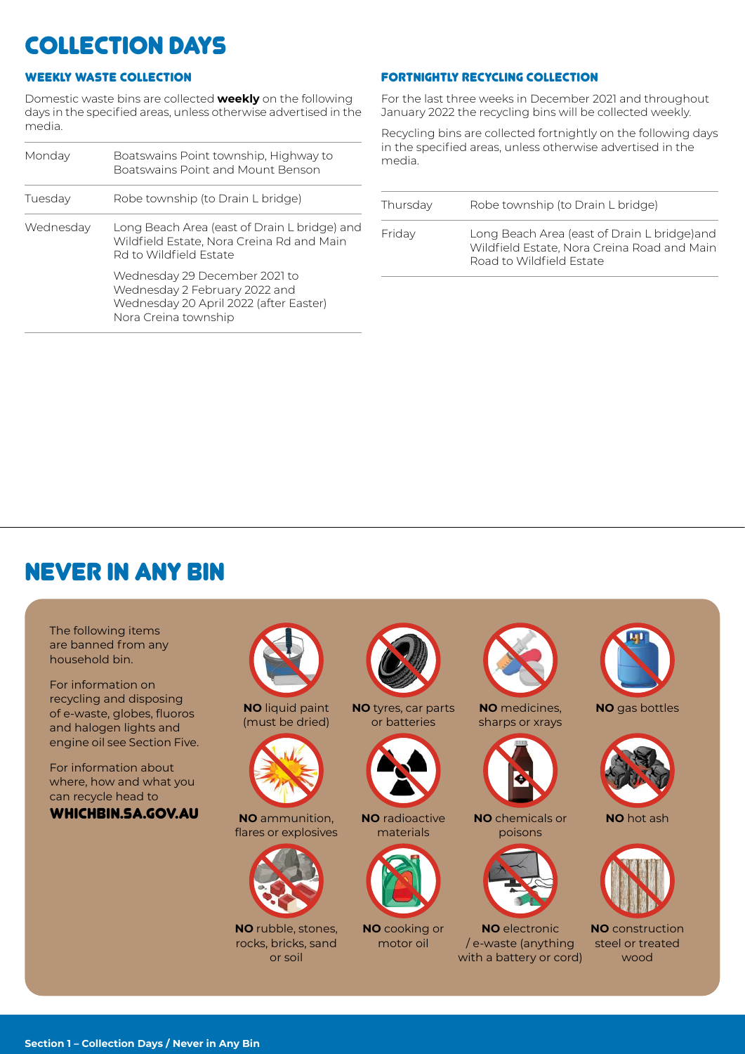# COLLECTION DAYS

## WEEKLY WASTE COLLECTION

Domestic waste bins are collected **weekly** on the following days in the specified areas, unless otherwise advertised in the media.

| | |
|---|---|
| Monday | Boatswains Point township, Highway to Boatswains Point and Mount Benson |
| Tuesday | Robe township (to Drain L bridge) |
| Wednesday | Long Beach Area (east of Drain L bridge) and Wildfield Estate, Nora Creina Rd and Main Rd to Wildfield Estate<br><br>Wednesday 29 December 2021 to Wednesday 2 February 2022 and Wednesday 20 April 2022 (after Easter) Nora Creina township |

## FORTNIGHTLY RECYCLING COLLECTION

For the last three weeks in December 2021 and throughout January 2022 the recycling bins will be collected weekly.

Recycling bins are collected fortnightly on the following days in the specified areas, unless otherwise advertised in the media.

| | |
|---|---|
| Thursday | Robe township (to Drain L bridge) |
| Friday | Long Beach Area (east of Drain L bridge)and Wildfield Estate, Nora Creina Road and Main Road to Wildfield Estate |

# NEVER IN ANY BIN

The following items are banned from any household bin.

For information on recycling and disposing of e-waste, globes, fluoros and halogen lights and engine oil see Section Five.

For information about where, how and what you can recycle head to **WHICHBIN.SA.GOV.AU**

- **NO** liquid paint (must be dried)
- **NO** tyres, car parts or batteries
- **NO** medicines, sharps or xrays
- **NO** gas bottles
- **NO** ammunition, flares or explosives
- **NO** radioactive materials
- **NO** chemicals or poisons
- **NO** hot ash
- **NO** rubble, stones, rocks, bricks, sand or soil
- **NO** cooking or motor oil
- **NO** electronic / e-waste (anything with a battery or cord)
- **NO** construction steel or treated wood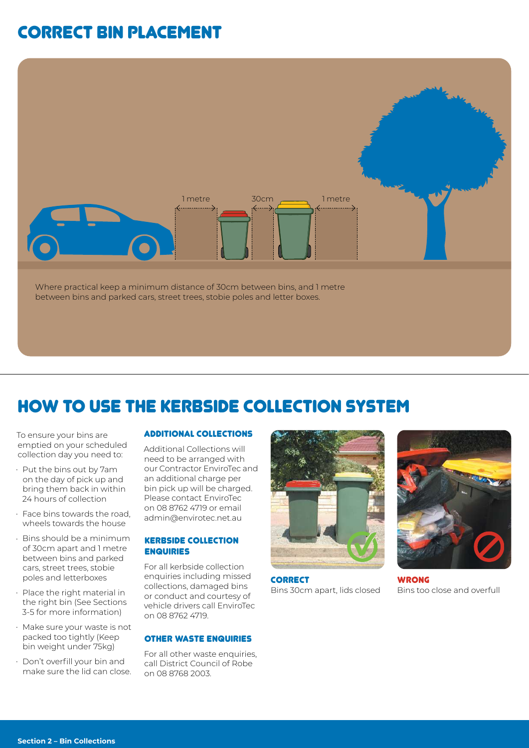# CORRECT BIN PLACEMENT

1 metre

30cm

1 metre

Where practical keep a minimum distance of 30cm between bins, and 1 metre between bins and parked cars, street trees, stobie poles and letter boxes.

# HOW TO USE THE KERBSIDE COLLECTION SYSTEM

To ensure your bins are emptied on your scheduled collection day you need to:

- Put the bins out by 7am on the day of pick up and bring them back in within 24 hours of collection
- Face bins towards the road, wheels towards the house
- Bins should be a minimum of 30cm apart and 1 metre between bins and parked cars, street trees, stobie poles and letterboxes
- Place the right material in the right bin (See Sections 3-5 for more information)
- Make sure your waste is not packed too tightly (Keep bin weight under 75kg)
- Don't overfill your bin and make sure the lid can close.

### ADDITIONAL COLLECTIONS

Additional Collections will need to be arranged with our Contractor EnviroTec and an additional charge per bin pick up will be charged. Please contact EnviroTec on 08 8762 4719 or email admin@envirotec.net.au

### KERBSIDE COLLECTION ENQUIRIES

For all kerbside collection enquiries including missed collections, damaged bins or conduct and courtesy of vehicle drivers call EnviroTec on 08 8762 4719.

### OTHER WASTE ENQUIRIES

For all other waste enquiries, call District Council of Robe on 08 8768 2003.

**CORRECT**
Bins 30cm apart, lids closed

**WRONG**
Bins too close and overfull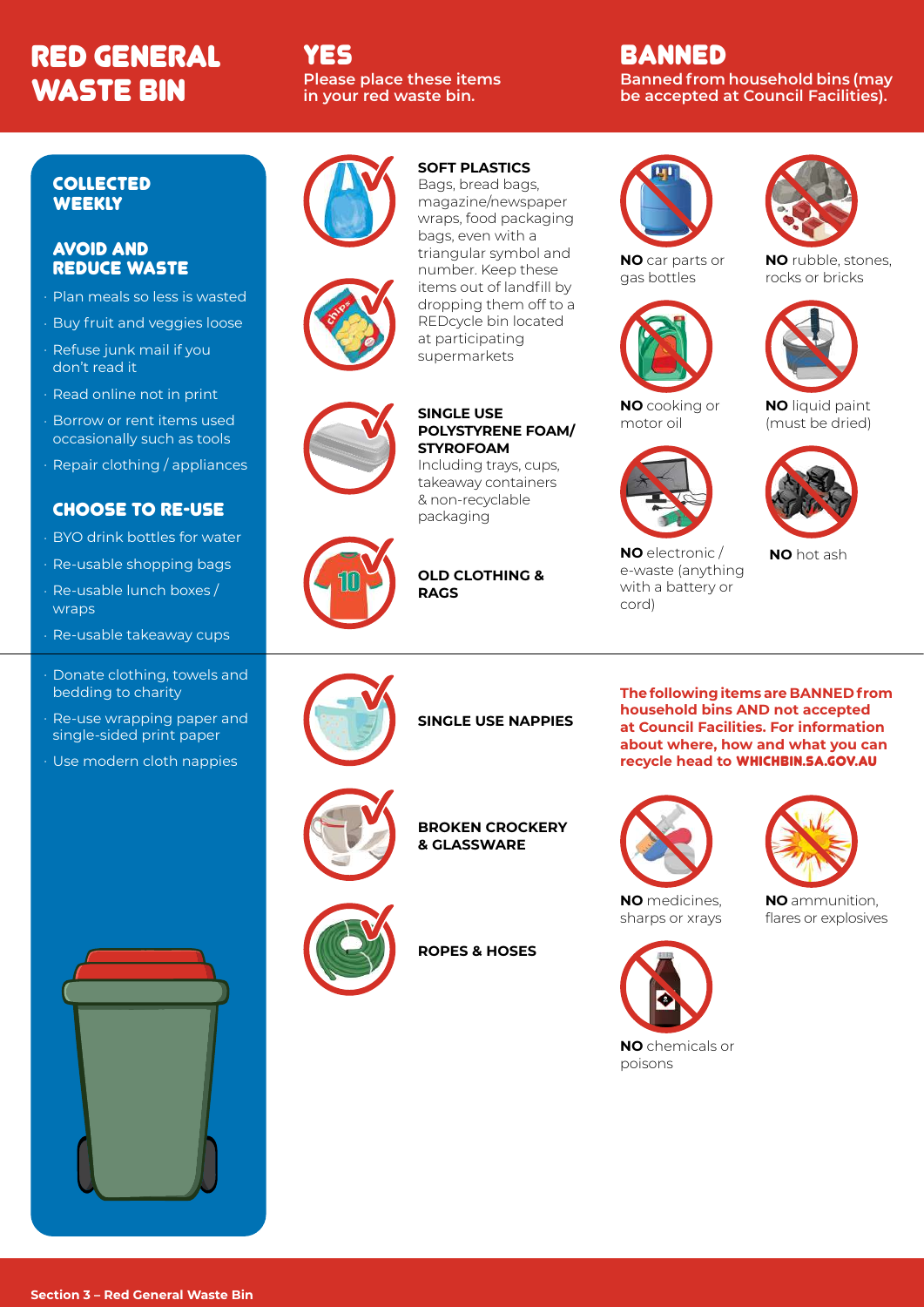# RED GENERAL WASTE BIN

## COLLECTED WEEKLY

### AVOID AND REDUCE WASTE

- Plan meals so less is wasted
- Buy fruit and veggies loose
- Refuse junk mail if you don't read it
- Read online not in print
- Borrow or rent items used occasionally such as tools
- Repair clothing / appliances

### CHOOSE TO RE-USE

- BYO drink bottles for water
- Re-usable shopping bags
- Re-usable lunch boxes / wraps
- Re-usable takeaway cups
- Donate clothing, towels and bedding to charity
- Re-use wrapping paper and single-sided print paper
- Use modern cloth nappies

## YES

**Please place these items in your red waste bin.**

**SOFT PLASTICS**
Bags, bread bags, magazine/newspaper wraps, food packaging bags, even with a triangular symbol and number. Keep these items out of landfill by dropping them off to a REDcycle bin located at participating supermarkets

**SINGLE USE POLYSTYRENE FOAM/ STYROFOAM**
Including trays, cups, takeaway containers & non-recyclable packaging

**OLD CLOTHING & RAGS**

**SINGLE USE NAPPIES**

**BROKEN CROCKERY & GLASSWARE**

**ROPES & HOSES**

## BANNED

**Banned from household bins (may be accepted at Council Facilities).**

- **NO** car parts or gas bottles
- **NO** rubble, stones, rocks or bricks
- **NO** cooking or motor oil
- **NO** liquid paint (must be dried)
- **NO** electronic / e-waste (anything with a battery or cord)
- **NO** hot ash

**The following items are BANNED from household bins AND not accepted at Council Facilities. For information about where, how and what you can recycle head to WHICHBIN.SA.GOV.AU**

- **NO** medicines, sharps or xrays
- **NO** ammunition, flares or explosives
- **NO** chemicals or poisons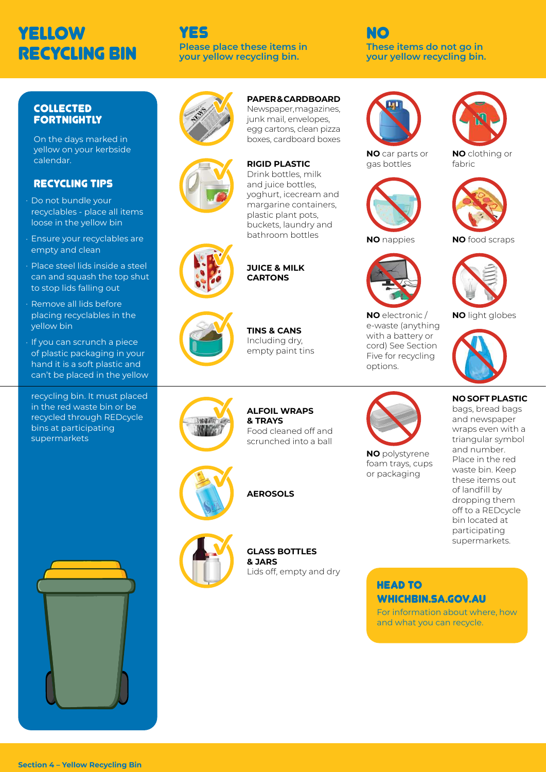# YELLOW RECYCLING BIN

## COLLECTED FORTNIGHTLY

On the days marked in yellow on your kerbside calendar.

## RECYCLING TIPS

- Do not bundle your recyclables - place all items loose in the yellow bin
- Ensure your recyclables are empty and clean
- Place steel lids inside a steel can and squash the top shut to stop lids falling out
- Remove all lids before placing recyclables in the yellow bin
- If you can scrunch a piece of plastic packaging in your hand it is a soft plastic and can't be placed in the yellow recycling bin. It must placed in the red waste bin or be recycled through REDcycle bins at participating supermarkets

## YES

**Please place these items in your yellow recycling bin.**

**PAPER & CARDBOARD**
Newspaper, magazines, junk mail, envelopes, egg cartons, clean pizza boxes, cardboard boxes

**RIGID PLASTIC**
Drink bottles, milk and juice bottles, yoghurt, icecream and margarine containers, plastic plant pots, buckets, laundry and bathroom bottles

**JUICE & MILK CARTONS**

**TINS & CANS**
Including dry, empty paint tins

**ALFOIL WRAPS & TRAYS**
Food cleaned off and scrunched into a ball

**AEROSOLS**

**GLASS BOTTLES & JARS**
Lids off, empty and dry

## NO

**These items do not go in your yellow recycling bin.**

**NO** car parts or gas bottles

**NO** clothing or fabric

**NO** nappies

**NO** food scraps

**NO** electronic / e-waste (anything with a battery or cord) See Section Five for recycling options.

**NO** light globes

**NO** polystyrene foam trays, cups or packaging

**NO SOFT PLASTIC**
bags, bread bags and newspaper wraps even with a triangular symbol and number. Place in the red waste bin. Keep these items out of landfill by dropping them off to a REDcycle bin located at participating supermarkets.

### HEAD TO WHICHBIN.SA.GOV.AU

For information about where, how and what you can recycle.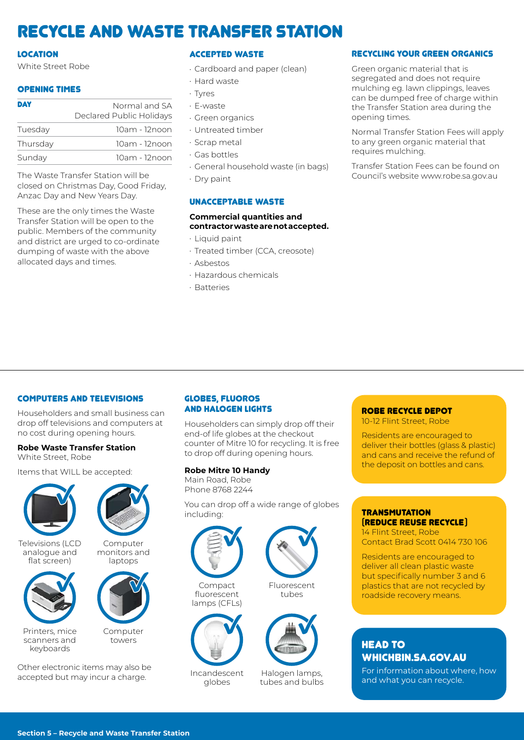# RECYCLE AND WASTE TRANSFER STATION

## LOCATION

White Street Robe

## OPENING TIMES

| DAY | Normal and SA Declared Public Holidays |
| --- | --- |
| Tuesday | 10am - 12noon |
| Thursday | 10am - 12noon |
| Sunday | 10am - 12noon |

The Waste Transfer Station will be closed on Christmas Day, Good Friday, Anzac Day and New Years Day.

These are the only times the Waste Transfer Station will be open to the public. Members of the community and district are urged to co-ordinate dumping of waste with the above allocated days and times.

## ACCEPTED WASTE

- Cardboard and paper (clean)
- Hard waste
- Tyres
- E-waste
- Green organics
- Untreated timber
- Scrap metal
- Gas bottles
- General household waste (in bags)
- Dry paint

## UNACCEPTABLE WASTE

**Commercial quantities and contractor waste are not accepted.**

- Liquid paint
- Treated timber (CCA, creosote)
- Asbestos
- Hazardous chemicals
- Batteries

## RECYCLING YOUR GREEN ORGANICS

Green organic material that is segregated and does not require mulching eg. lawn clippings, leaves can be dumped free of charge within the Transfer Station area during the opening times.

Normal Transfer Station Fees will apply to any green organic material that requires mulching.

Transfer Station Fees can be found on Council's website www.robe.sa.gov.au

## COMPUTERS AND TELEVISIONS

Householders and small business can drop off televisions and computers at no cost during opening hours.

**Robe Waste Transfer Station**
White Street, Robe

Items that WILL be accepted:

- Televisions (LCD analogue and flat screen)
- Computer monitors and laptops
- Printers, mice scanners and keyboards
- Computer towers

Other electronic items may also be accepted but may incur a charge.

## GLOBES, FLUOROS AND HALOGEN LIGHTS

Householders can simply drop off their end-of life globes at the checkout counter of Mitre 10 for recycling. It is free to drop off during opening hours.

**Robe Mitre 10 Handy**
Main Road, Robe
Phone 8768 2244

You can drop off a wide range of globes including:

- Compact fluorescent lamps (CFLs)
- Fluorescent tubes
- Incandescent globes
- Halogen lamps, tubes and bulbs

## ROBE RECYCLE DEPOT

10-12 Flint Street, Robe

Residents are encouraged to deliver their bottles (glass & plastic) and cans and receive the refund of the deposit on bottles and cans.

## TRANSMUTATION (REDUCE REUSE RECYCLE)

14 Flint Street, Robe
Contact Brad Scott 0414 730 106

Residents are encouraged to deliver all clean plastic waste but specifically number 3 and 6 plastics that are not recycled by roadside recovery means.

## HEAD TO WHICHBIN.SA.GOV.AU

For information about where, how and what you can recycle.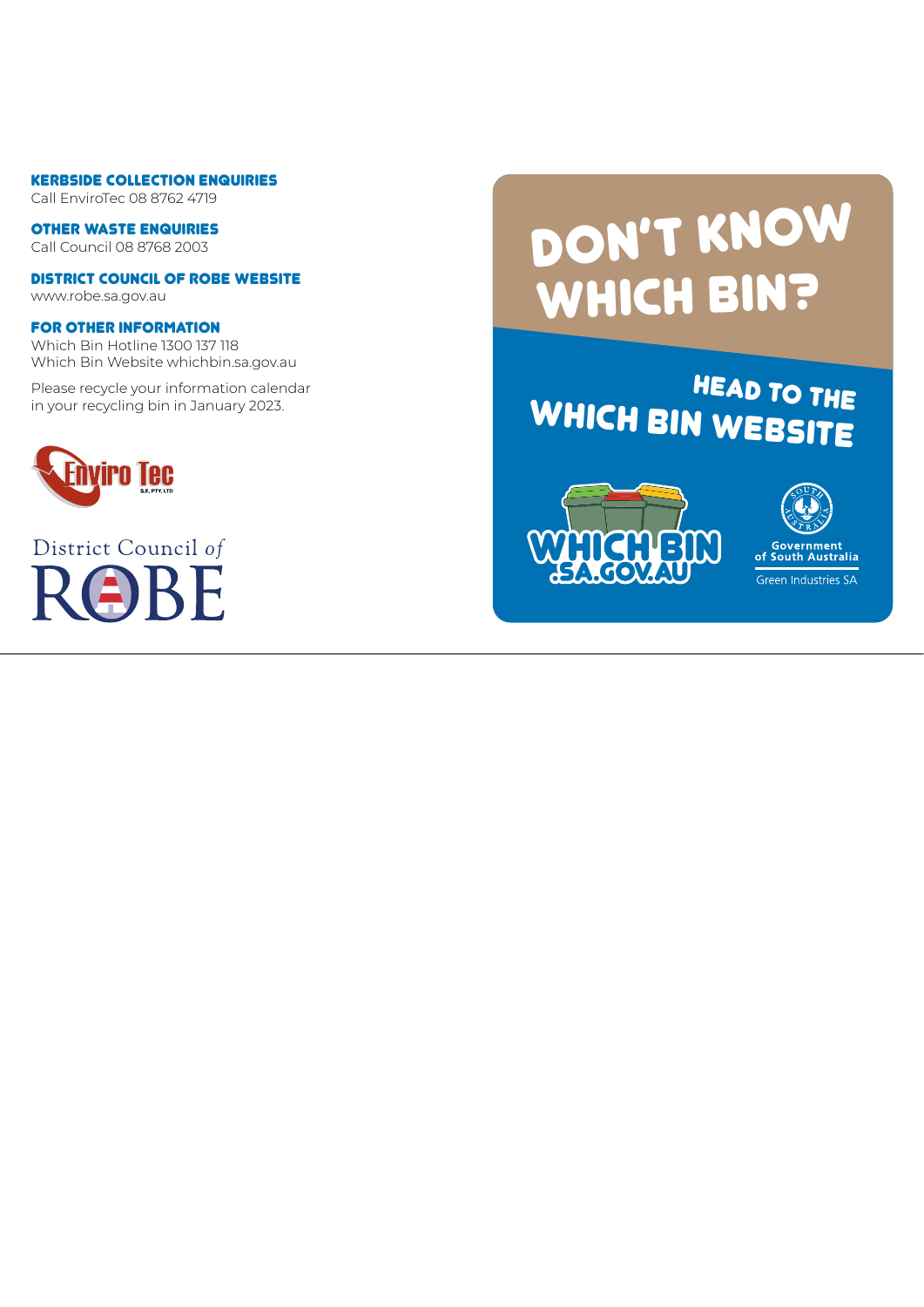**KERBSIDE COLLECTION ENQUIRIES**
Call EnviroTec 08 8762 4719

**OTHER WASTE ENQUIRIES**
Call Council 08 8768 2003

**DISTRICT COUNCIL OF ROBE WEBSITE**
www.robe.sa.gov.au

**FOR OTHER INFORMATION**
Which Bin Hotline 1300 137 118
Which Bin Website whichbin.sa.gov.au

Please recycle your information calendar in your recycling bin in January 2023.

Enviro Tec S.E. PTY. LTD

District Council of ROBE

# DON'T KNOW WHICH BIN?

## HEAD TO THE WHICH BIN WEBSITE

WHICH BIN .SA.GOV.AU

Government of South Australia

Green Industries SA